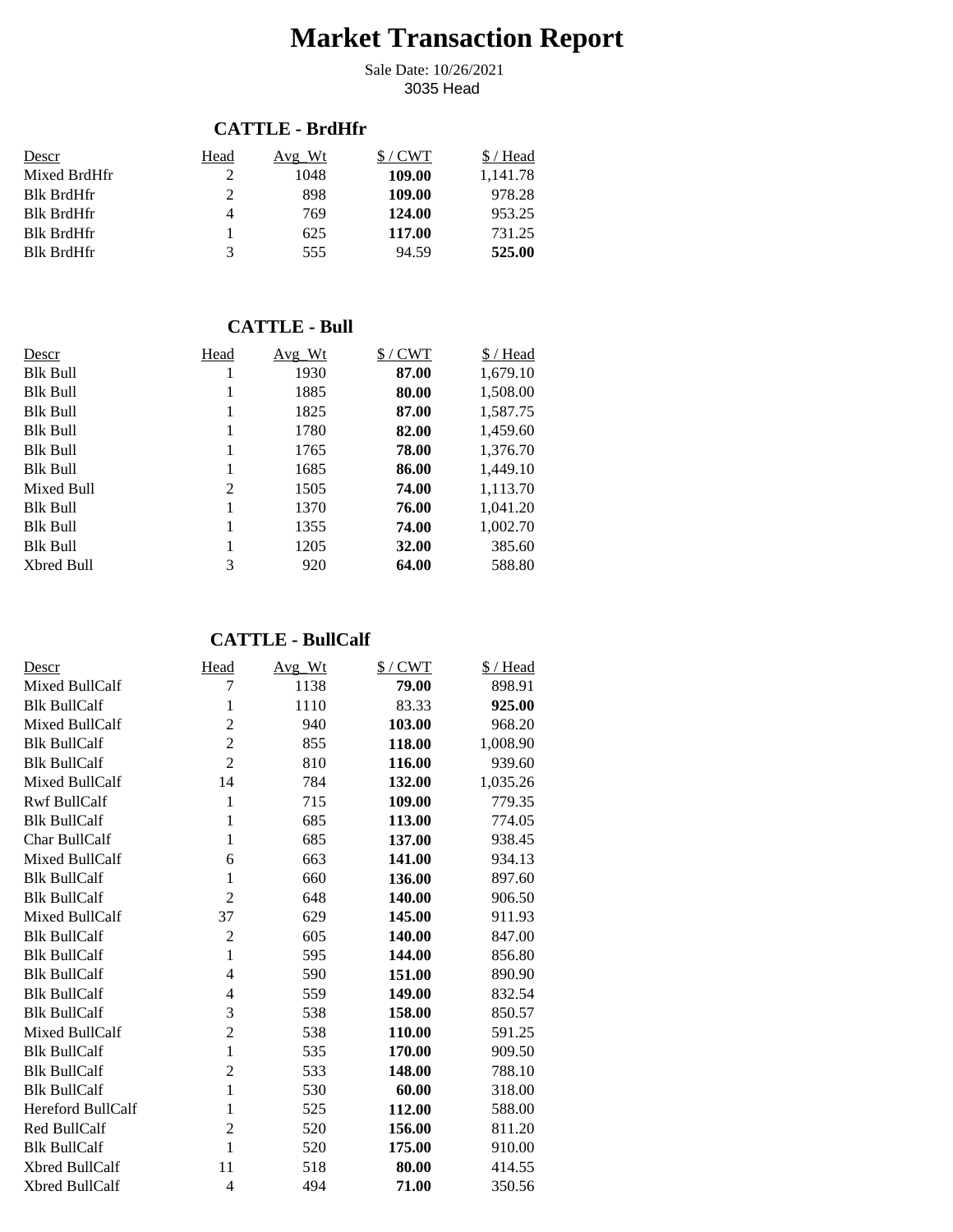# Market Transaction Report

Sale Date: 10/26/2021
3035 Head

## CATTLE - BrdHfr

| Descr | Head | Avg_Wt | $ / CWT | $ / Head |
|---|---|---|---|---|
| Mixed BrdHfr | 2 | 1048 | **109.00** | 1,141.78 |
| Blk BrdHfr | 2 | 898 | **109.00** | 978.28 |
| Blk BrdHfr | 4 | 769 | **124.00** | 953.25 |
| Blk BrdHfr | 1 | 625 | **117.00** | 731.25 |
| Blk BrdHfr | 3 | 555 | 94.59 | **525.00** |

## CATTLE - Bull

| Descr | Head | Avg_Wt | $ / CWT | $ / Head |
|---|---|---|---|---|
| Blk Bull | 1 | 1930 | **87.00** | 1,679.10 |
| Blk Bull | 1 | 1885 | **80.00** | 1,508.00 |
| Blk Bull | 1 | 1825 | **87.00** | 1,587.75 |
| Blk Bull | 1 | 1780 | **82.00** | 1,459.60 |
| Blk Bull | 1 | 1765 | **78.00** | 1,376.70 |
| Blk Bull | 1 | 1685 | **86.00** | 1,449.10 |
| Mixed Bull | 2 | 1505 | **74.00** | 1,113.70 |
| Blk Bull | 1 | 1370 | **76.00** | 1,041.20 |
| Blk Bull | 1 | 1355 | **74.00** | 1,002.70 |
| Blk Bull | 1 | 1205 | **32.00** | 385.60 |
| Xbred Bull | 3 | 920 | **64.00** | 588.80 |

## CATTLE - BullCalf

| Descr | Head | Avg_Wt | $ / CWT | $ / Head |
|---|---|---|---|---|
| Mixed BullCalf | 7 | 1138 | **79.00** | 898.91 |
| Blk BullCalf | 1 | 1110 | 83.33 | **925.00** |
| Mixed BullCalf | 2 | 940 | **103.00** | 968.20 |
| Blk BullCalf | 2 | 855 | **118.00** | 1,008.90 |
| Blk BullCalf | 2 | 810 | **116.00** | 939.60 |
| Mixed BullCalf | 14 | 784 | **132.00** | 1,035.26 |
| Rwf BullCalf | 1 | 715 | **109.00** | 779.35 |
| Blk BullCalf | 1 | 685 | **113.00** | 774.05 |
| Char BullCalf | 1 | 685 | **137.00** | 938.45 |
| Mixed BullCalf | 6 | 663 | **141.00** | 934.13 |
| Blk BullCalf | 1 | 660 | **136.00** | 897.60 |
| Blk BullCalf | 2 | 648 | **140.00** | 906.50 |
| Mixed BullCalf | 37 | 629 | **145.00** | 911.93 |
| Blk BullCalf | 2 | 605 | **140.00** | 847.00 |
| Blk BullCalf | 1 | 595 | **144.00** | 856.80 |
| Blk BullCalf | 4 | 590 | **151.00** | 890.90 |
| Blk BullCalf | 4 | 559 | **149.00** | 832.54 |
| Blk BullCalf | 3 | 538 | **158.00** | 850.57 |
| Mixed BullCalf | 2 | 538 | **110.00** | 591.25 |
| Blk BullCalf | 1 | 535 | **170.00** | 909.50 |
| Blk BullCalf | 2 | 533 | **148.00** | 788.10 |
| Blk BullCalf | 1 | 530 | **60.00** | 318.00 |
| Hereford BullCalf | 1 | 525 | **112.00** | 588.00 |
| Red BullCalf | 2 | 520 | **156.00** | 811.20 |
| Blk BullCalf | 1 | 520 | **175.00** | 910.00 |
| Xbred BullCalf | 11 | 518 | **80.00** | 414.55 |
| Xbred BullCalf | 4 | 494 | **71.00** | 350.56 |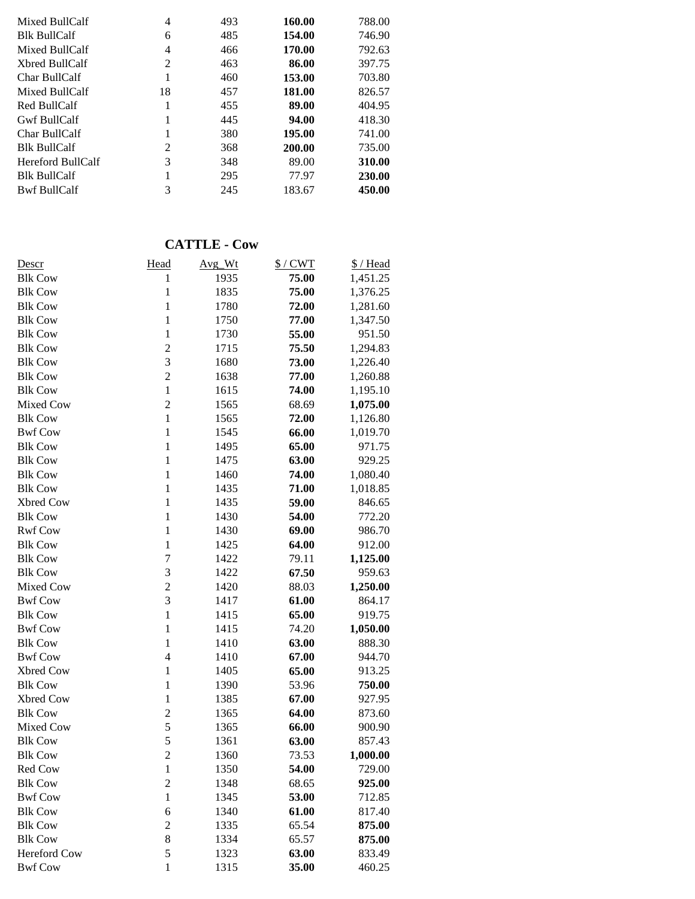| Mixed BullCalf | 4 | 493 | **160.00** | 788.00 |
|---|---|---|---|---|
| Blk BullCalf | 6 | 485 | **154.00** | 746.90 |
| Mixed BullCalf | 4 | 466 | **170.00** | 792.63 |
| Xbred BullCalf | 2 | 463 | **86.00** | 397.75 |
| Char BullCalf | 1 | 460 | **153.00** | 703.80 |
| Mixed BullCalf | 18 | 457 | **181.00** | 826.57 |
| Red BullCalf | 1 | 455 | **89.00** | 404.95 |
| Gwf BullCalf | 1 | 445 | **94.00** | 418.30 |
| Char BullCalf | 1 | 380 | **195.00** | 741.00 |
| Blk BullCalf | 2 | 368 | **200.00** | 735.00 |
| Hereford BullCalf | 3 | 348 | 89.00 | **310.00** |
| Blk BullCalf | 1 | 295 | 77.97 | **230.00** |
| Bwf BullCalf | 3 | 245 | 183.67 | **450.00** |

## CATTLE - Cow

| Descr | Head | Avg_Wt | $ / CWT | $ / Head |
|---|---|---|---|---|
| Blk Cow | 1 | 1935 | **75.00** | 1,451.25 |
| Blk Cow | 1 | 1835 | **75.00** | 1,376.25 |
| Blk Cow | 1 | 1780 | **72.00** | 1,281.60 |
| Blk Cow | 1 | 1750 | **77.00** | 1,347.50 |
| Blk Cow | 1 | 1730 | **55.00** | 951.50 |
| Blk Cow | 2 | 1715 | **75.50** | 1,294.83 |
| Blk Cow | 3 | 1680 | **73.00** | 1,226.40 |
| Blk Cow | 2 | 1638 | **77.00** | 1,260.88 |
| Blk Cow | 1 | 1615 | **74.00** | 1,195.10 |
| Mixed Cow | 2 | 1565 | 68.69 | **1,075.00** |
| Blk Cow | 1 | 1565 | **72.00** | 1,126.80 |
| Bwf Cow | 1 | 1545 | **66.00** | 1,019.70 |
| Blk Cow | 1 | 1495 | **65.00** | 971.75 |
| Blk Cow | 1 | 1475 | **63.00** | 929.25 |
| Blk Cow | 1 | 1460 | **74.00** | 1,080.40 |
| Blk Cow | 1 | 1435 | **71.00** | 1,018.85 |
| Xbred Cow | 1 | 1435 | **59.00** | 846.65 |
| Blk Cow | 1 | 1430 | **54.00** | 772.20 |
| Rwf Cow | 1 | 1430 | **69.00** | 986.70 |
| Blk Cow | 1 | 1425 | **64.00** | 912.00 |
| Blk Cow | 7 | 1422 | 79.11 | **1,125.00** |
| Blk Cow | 3 | 1422 | **67.50** | 959.63 |
| Mixed Cow | 2 | 1420 | 88.03 | **1,250.00** |
| Bwf Cow | 3 | 1417 | **61.00** | 864.17 |
| Blk Cow | 1 | 1415 | **65.00** | 919.75 |
| Bwf Cow | 1 | 1415 | 74.20 | **1,050.00** |
| Blk Cow | 1 | 1410 | **63.00** | 888.30 |
| Bwf Cow | 4 | 1410 | **67.00** | 944.70 |
| Xbred Cow | 1 | 1405 | **65.00** | 913.25 |
| Blk Cow | 1 | 1390 | 53.96 | **750.00** |
| Xbred Cow | 1 | 1385 | **67.00** | 927.95 |
| Blk Cow | 2 | 1365 | **64.00** | 873.60 |
| Mixed Cow | 5 | 1365 | **66.00** | 900.90 |
| Blk Cow | 5 | 1361 | **63.00** | 857.43 |
| Blk Cow | 2 | 1360 | 73.53 | **1,000.00** |
| Red Cow | 1 | 1350 | **54.00** | 729.00 |
| Blk Cow | 2 | 1348 | 68.65 | **925.00** |
| Bwf Cow | 1 | 1345 | **53.00** | 712.85 |
| Blk Cow | 6 | 1340 | **61.00** | 817.40 |
| Blk Cow | 2 | 1335 | 65.54 | **875.00** |
| Blk Cow | 8 | 1334 | 65.57 | **875.00** |
| Hereford Cow | 5 | 1323 | **63.00** | 833.49 |
| Bwf Cow | 1 | 1315 | **35.00** | 460.25 |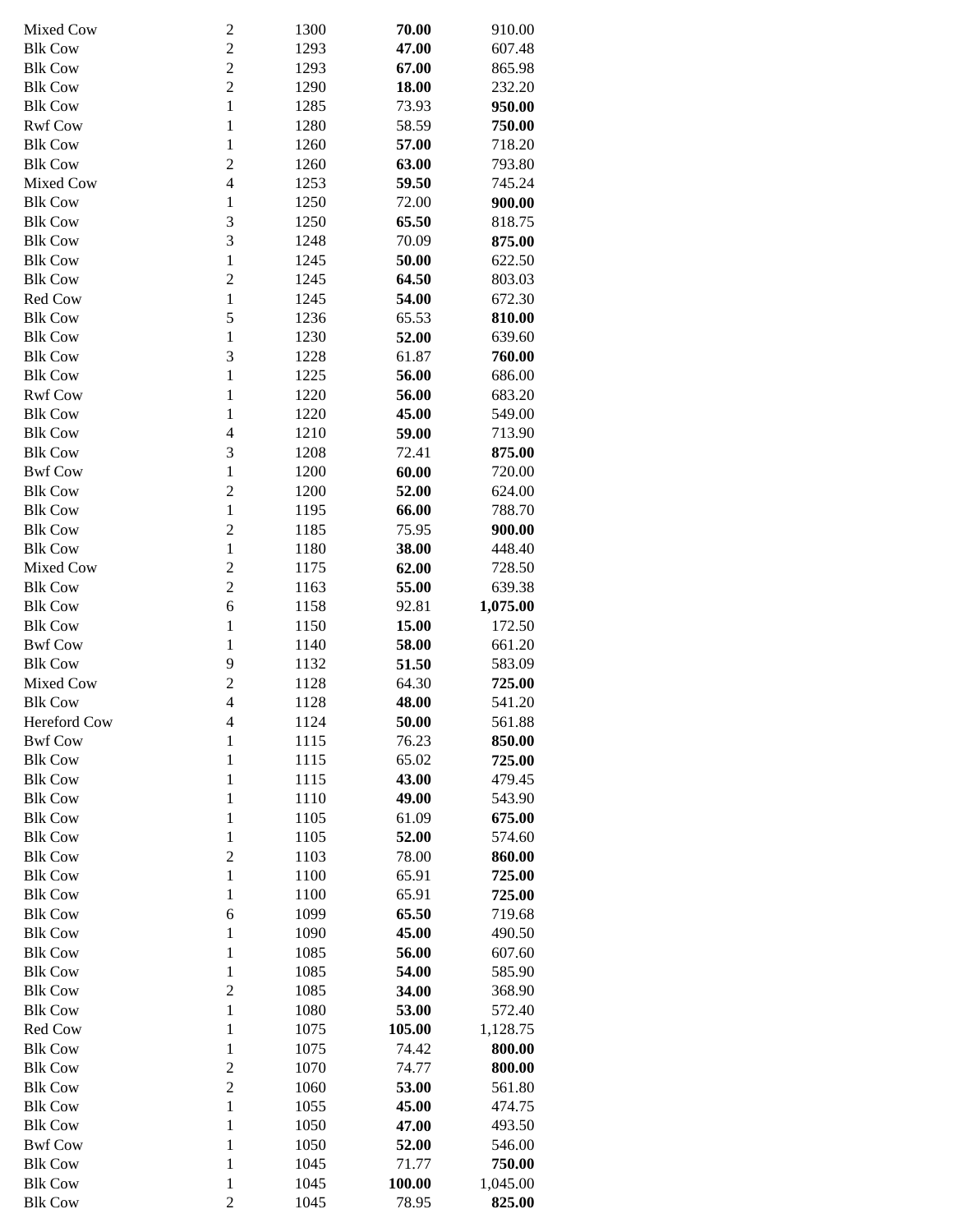| | | | | |
|---|---|---|---|---|
| Mixed Cow | 2 | 1300 | **70.00** | 910.00 |
| Blk Cow | 2 | 1293 | **47.00** | 607.48 |
| Blk Cow | 2 | 1293 | **67.00** | 865.98 |
| Blk Cow | 2 | 1290 | **18.00** | 232.20 |
| Blk Cow | 1 | 1285 | 73.93 | **950.00** |
| Rwf Cow | 1 | 1280 | 58.59 | **750.00** |
| Blk Cow | 1 | 1260 | **57.00** | 718.20 |
| Blk Cow | 2 | 1260 | **63.00** | 793.80 |
| Mixed Cow | 4 | 1253 | **59.50** | 745.24 |
| Blk Cow | 1 | 1250 | 72.00 | **900.00** |
| Blk Cow | 3 | 1250 | **65.50** | 818.75 |
| Blk Cow | 3 | 1248 | 70.09 | **875.00** |
| Blk Cow | 1 | 1245 | **50.00** | 622.50 |
| Blk Cow | 2 | 1245 | **64.50** | 803.03 |
| Red Cow | 1 | 1245 | **54.00** | 672.30 |
| Blk Cow | 5 | 1236 | 65.53 | **810.00** |
| Blk Cow | 1 | 1230 | **52.00** | 639.60 |
| Blk Cow | 3 | 1228 | 61.87 | **760.00** |
| Blk Cow | 1 | 1225 | **56.00** | 686.00 |
| Rwf Cow | 1 | 1220 | **56.00** | 683.20 |
| Blk Cow | 1 | 1220 | **45.00** | 549.00 |
| Blk Cow | 4 | 1210 | **59.00** | 713.90 |
| Blk Cow | 3 | 1208 | 72.41 | **875.00** |
| Bwf Cow | 1 | 1200 | **60.00** | 720.00 |
| Blk Cow | 2 | 1200 | **52.00** | 624.00 |
| Blk Cow | 1 | 1195 | **66.00** | 788.70 |
| Blk Cow | 2 | 1185 | 75.95 | **900.00** |
| Blk Cow | 1 | 1180 | **38.00** | 448.40 |
| Mixed Cow | 2 | 1175 | **62.00** | 728.50 |
| Blk Cow | 2 | 1163 | **55.00** | 639.38 |
| Blk Cow | 6 | 1158 | 92.81 | **1,075.00** |
| Blk Cow | 1 | 1150 | **15.00** | 172.50 |
| Bwf Cow | 1 | 1140 | **58.00** | 661.20 |
| Blk Cow | 9 | 1132 | **51.50** | 583.09 |
| Mixed Cow | 2 | 1128 | 64.30 | **725.00** |
| Blk Cow | 4 | 1128 | **48.00** | 541.20 |
| Hereford Cow | 4 | 1124 | **50.00** | 561.88 |
| Bwf Cow | 1 | 1115 | 76.23 | **850.00** |
| Blk Cow | 1 | 1115 | 65.02 | **725.00** |
| Blk Cow | 1 | 1115 | **43.00** | 479.45 |
| Blk Cow | 1 | 1110 | **49.00** | 543.90 |
| Blk Cow | 1 | 1105 | 61.09 | **675.00** |
| Blk Cow | 1 | 1105 | **52.00** | 574.60 |
| Blk Cow | 2 | 1103 | 78.00 | **860.00** |
| Blk Cow | 1 | 1100 | 65.91 | **725.00** |
| Blk Cow | 1 | 1100 | 65.91 | **725.00** |
| Blk Cow | 6 | 1099 | **65.50** | 719.68 |
| Blk Cow | 1 | 1090 | **45.00** | 490.50 |
| Blk Cow | 1 | 1085 | **56.00** | 607.60 |
| Blk Cow | 1 | 1085 | **54.00** | 585.90 |
| Blk Cow | 2 | 1085 | **34.00** | 368.90 |
| Blk Cow | 1 | 1080 | **53.00** | 572.40 |
| Red Cow | 1 | 1075 | **105.00** | 1,128.75 |
| Blk Cow | 1 | 1075 | 74.42 | **800.00** |
| Blk Cow | 2 | 1070 | 74.77 | **800.00** |
| Blk Cow | 2 | 1060 | **53.00** | 561.80 |
| Blk Cow | 1 | 1055 | **45.00** | 474.75 |
| Blk Cow | 1 | 1050 | **47.00** | 493.50 |
| Bwf Cow | 1 | 1050 | **52.00** | 546.00 |
| Blk Cow | 1 | 1045 | 71.77 | **750.00** |
| Blk Cow | 1 | 1045 | **100.00** | 1,045.00 |
| Blk Cow | 2 | 1045 | 78.95 | **825.00** |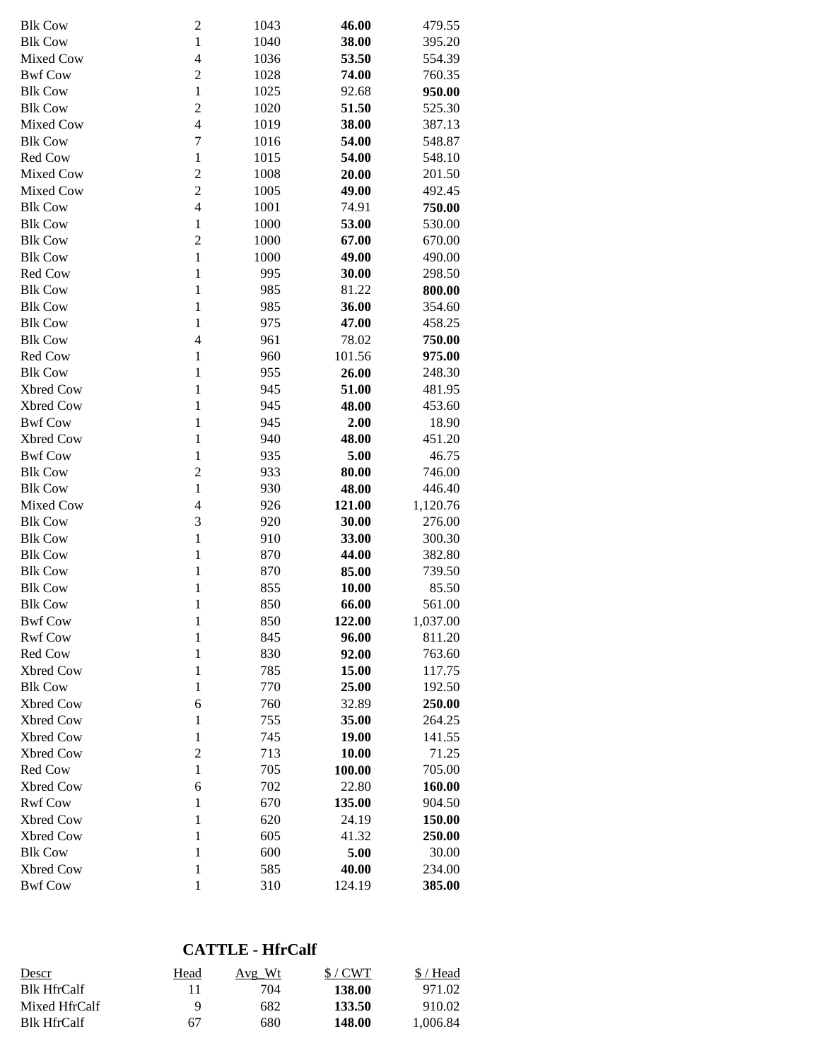| | | | | |
|---|---|---|---|---|
| Blk Cow | 2 | 1043 | **46.00** | 479.55 |
| Blk Cow | 1 | 1040 | **38.00** | 395.20 |
| Mixed Cow | 4 | 1036 | **53.50** | 554.39 |
| Bwf Cow | 2 | 1028 | **74.00** | 760.35 |
| Blk Cow | 1 | 1025 | 92.68 | **950.00** |
| Blk Cow | 2 | 1020 | **51.50** | 525.30 |
| Mixed Cow | 4 | 1019 | **38.00** | 387.13 |
| Blk Cow | 7 | 1016 | **54.00** | 548.87 |
| Red Cow | 1 | 1015 | **54.00** | 548.10 |
| Mixed Cow | 2 | 1008 | **20.00** | 201.50 |
| Mixed Cow | 2 | 1005 | **49.00** | 492.45 |
| Blk Cow | 4 | 1001 | 74.91 | **750.00** |
| Blk Cow | 1 | 1000 | **53.00** | 530.00 |
| Blk Cow | 2 | 1000 | **67.00** | 670.00 |
| Blk Cow | 1 | 1000 | **49.00** | 490.00 |
| Red Cow | 1 | 995 | **30.00** | 298.50 |
| Blk Cow | 1 | 985 | 81.22 | **800.00** |
| Blk Cow | 1 | 985 | **36.00** | 354.60 |
| Blk Cow | 1 | 975 | **47.00** | 458.25 |
| Blk Cow | 4 | 961 | 78.02 | **750.00** |
| Red Cow | 1 | 960 | 101.56 | **975.00** |
| Blk Cow | 1 | 955 | **26.00** | 248.30 |
| Xbred Cow | 1 | 945 | **51.00** | 481.95 |
| Xbred Cow | 1 | 945 | **48.00** | 453.60 |
| Bwf Cow | 1 | 945 | **2.00** | 18.90 |
| Xbred Cow | 1 | 940 | **48.00** | 451.20 |
| Bwf Cow | 1 | 935 | **5.00** | 46.75 |
| Blk Cow | 2 | 933 | **80.00** | 746.00 |
| Blk Cow | 1 | 930 | **48.00** | 446.40 |
| Mixed Cow | 4 | 926 | **121.00** | 1,120.76 |
| Blk Cow | 3 | 920 | **30.00** | 276.00 |
| Blk Cow | 1 | 910 | **33.00** | 300.30 |
| Blk Cow | 1 | 870 | **44.00** | 382.80 |
| Blk Cow | 1 | 870 | **85.00** | 739.50 |
| Blk Cow | 1 | 855 | **10.00** | 85.50 |
| Blk Cow | 1 | 850 | **66.00** | 561.00 |
| Bwf Cow | 1 | 850 | **122.00** | 1,037.00 |
| Rwf Cow | 1 | 845 | **96.00** | 811.20 |
| Red Cow | 1 | 830 | **92.00** | 763.60 |
| Xbred Cow | 1 | 785 | **15.00** | 117.75 |
| Blk Cow | 1 | 770 | **25.00** | 192.50 |
| Xbred Cow | 6 | 760 | 32.89 | **250.00** |
| Xbred Cow | 1 | 755 | **35.00** | 264.25 |
| Xbred Cow | 1 | 745 | **19.00** | 141.55 |
| Xbred Cow | 2 | 713 | **10.00** | 71.25 |
| Red Cow | 1 | 705 | **100.00** | 705.00 |
| Xbred Cow | 6 | 702 | 22.80 | **160.00** |
| Rwf Cow | 1 | 670 | **135.00** | 904.50 |
| Xbred Cow | 1 | 620 | 24.19 | **150.00** |
| Xbred Cow | 1 | 605 | 41.32 | **250.00** |
| Blk Cow | 1 | 600 | **5.00** | 30.00 |
| Xbred Cow | 1 | 585 | **40.00** | 234.00 |
| Bwf Cow | 1 | 310 | 124.19 | **385.00** |

## CATTLE - HfrCalf

| Descr | Head | Avg_Wt | $ / CWT | $ / Head |
|---|---|---|---|---|
| Blk HfrCalf | 11 | 704 | **138.00** | 971.02 |
| Mixed HfrCalf | 9 | 682 | **133.50** | 910.02 |
| Blk HfrCalf | 67 | 680 | **148.00** | 1,006.84 |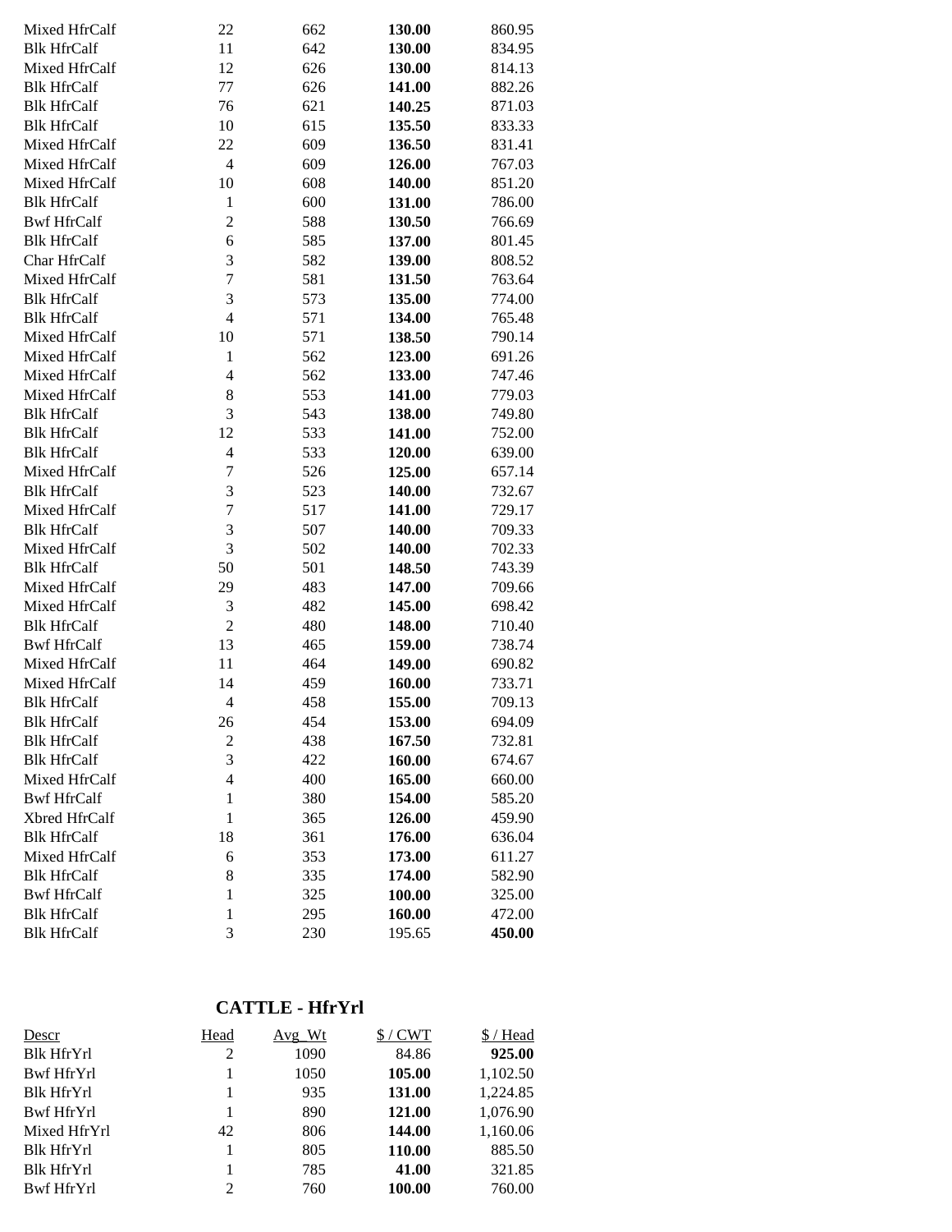| | | | | |
|---|---|---|---|---|
| Mixed HfrCalf | 22 | 662 | **130.00** | 860.95 |
| Blk HfrCalf | 11 | 642 | **130.00** | 834.95 |
| Mixed HfrCalf | 12 | 626 | **130.00** | 814.13 |
| Blk HfrCalf | 77 | 626 | **141.00** | 882.26 |
| Blk HfrCalf | 76 | 621 | **140.25** | 871.03 |
| Blk HfrCalf | 10 | 615 | **135.50** | 833.33 |
| Mixed HfrCalf | 22 | 609 | **136.50** | 831.41 |
| Mixed HfrCalf | 4 | 609 | **126.00** | 767.03 |
| Mixed HfrCalf | 10 | 608 | **140.00** | 851.20 |
| Blk HfrCalf | 1 | 600 | **131.00** | 786.00 |
| Bwf HfrCalf | 2 | 588 | **130.50** | 766.69 |
| Blk HfrCalf | 6 | 585 | **137.00** | 801.45 |
| Char HfrCalf | 3 | 582 | **139.00** | 808.52 |
| Mixed HfrCalf | 7 | 581 | **131.50** | 763.64 |
| Blk HfrCalf | 3 | 573 | **135.00** | 774.00 |
| Blk HfrCalf | 4 | 571 | **134.00** | 765.48 |
| Mixed HfrCalf | 10 | 571 | **138.50** | 790.14 |
| Mixed HfrCalf | 1 | 562 | **123.00** | 691.26 |
| Mixed HfrCalf | 4 | 562 | **133.00** | 747.46 |
| Mixed HfrCalf | 8 | 553 | **141.00** | 779.03 |
| Blk HfrCalf | 3 | 543 | **138.00** | 749.80 |
| Blk HfrCalf | 12 | 533 | **141.00** | 752.00 |
| Blk HfrCalf | 4 | 533 | **120.00** | 639.00 |
| Mixed HfrCalf | 7 | 526 | **125.00** | 657.14 |
| Blk HfrCalf | 3 | 523 | **140.00** | 732.67 |
| Mixed HfrCalf | 7 | 517 | **141.00** | 729.17 |
| Blk HfrCalf | 3 | 507 | **140.00** | 709.33 |
| Mixed HfrCalf | 3 | 502 | **140.00** | 702.33 |
| Blk HfrCalf | 50 | 501 | **148.50** | 743.39 |
| Mixed HfrCalf | 29 | 483 | **147.00** | 709.66 |
| Mixed HfrCalf | 3 | 482 | **145.00** | 698.42 |
| Blk HfrCalf | 2 | 480 | **148.00** | 710.40 |
| Bwf HfrCalf | 13 | 465 | **159.00** | 738.74 |
| Mixed HfrCalf | 11 | 464 | **149.00** | 690.82 |
| Mixed HfrCalf | 14 | 459 | **160.00** | 733.71 |
| Blk HfrCalf | 4 | 458 | **155.00** | 709.13 |
| Blk HfrCalf | 26 | 454 | **153.00** | 694.09 |
| Blk HfrCalf | 2 | 438 | **167.50** | 732.81 |
| Blk HfrCalf | 3 | 422 | **160.00** | 674.67 |
| Mixed HfrCalf | 4 | 400 | **165.00** | 660.00 |
| Bwf HfrCalf | 1 | 380 | **154.00** | 585.20 |
| Xbred HfrCalf | 1 | 365 | **126.00** | 459.90 |
| Blk HfrCalf | 18 | 361 | **176.00** | 636.04 |
| Mixed HfrCalf | 6 | 353 | **173.00** | 611.27 |
| Blk HfrCalf | 8 | 335 | **174.00** | 582.90 |
| Bwf HfrCalf | 1 | 325 | **100.00** | 325.00 |
| Blk HfrCalf | 1 | 295 | **160.00** | 472.00 |
| Blk HfrCalf | 3 | 230 | 195.65 | **450.00** |

## CATTLE - HfrYrl

| Descr | Head | Avg_Wt | $ / CWT | $ / Head |
|---|---|---|---|---|
| Blk HfrYrl | 2 | 1090 | 84.86 | **925.00** |
| Bwf HfrYrl | 1 | 1050 | **105.00** | 1,102.50 |
| Blk HfrYrl | 1 | 935 | **131.00** | 1,224.85 |
| Bwf HfrYrl | 1 | 890 | **121.00** | 1,076.90 |
| Mixed HfrYrl | 42 | 806 | **144.00** | 1,160.06 |
| Blk HfrYrl | 1 | 805 | **110.00** | 885.50 |
| Blk HfrYrl | 1 | 785 | **41.00** | 321.85 |
| Bwf HfrYrl | 2 | 760 | **100.00** | 760.00 |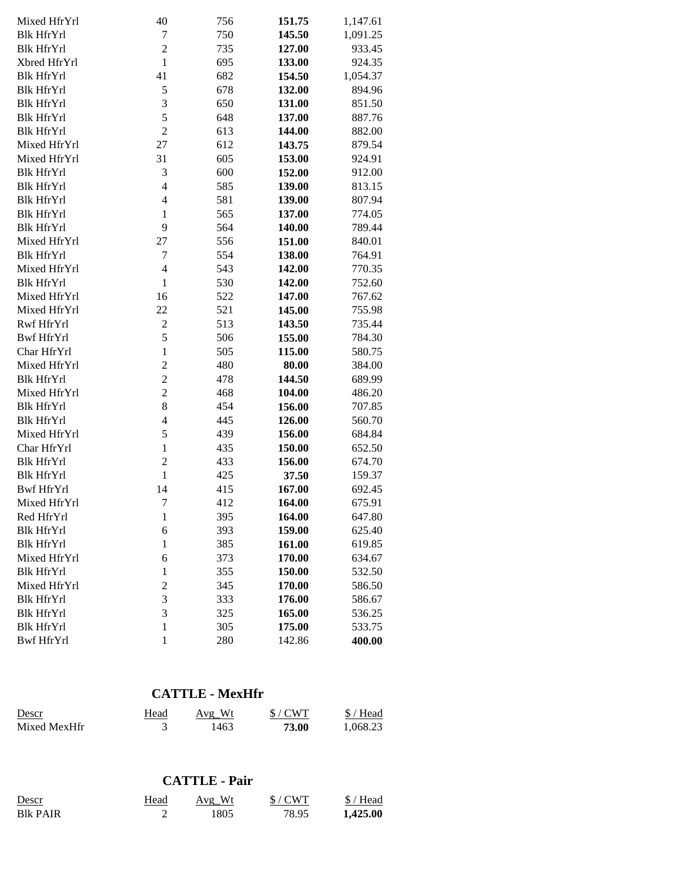| | | | | |
|---|---|---|---|---|
| Mixed HfrYrl | 40 | 756 | **151.75** | 1,147.61 |
| Blk HfrYrl | 7 | 750 | **145.50** | 1,091.25 |
| Blk HfrYrl | 2 | 735 | **127.00** | 933.45 |
| Xbred HfrYrl | 1 | 695 | **133.00** | 924.35 |
| Blk HfrYrl | 41 | 682 | **154.50** | 1,054.37 |
| Blk HfrYrl | 5 | 678 | **132.00** | 894.96 |
| Blk HfrYrl | 3 | 650 | **131.00** | 851.50 |
| Blk HfrYrl | 5 | 648 | **137.00** | 887.76 |
| Blk HfrYrl | 2 | 613 | **144.00** | 882.00 |
| Mixed HfrYrl | 27 | 612 | **143.75** | 879.54 |
| Mixed HfrYrl | 31 | 605 | **153.00** | 924.91 |
| Blk HfrYrl | 3 | 600 | **152.00** | 912.00 |
| Blk HfrYrl | 4 | 585 | **139.00** | 813.15 |
| Blk HfrYrl | 4 | 581 | **139.00** | 807.94 |
| Blk HfrYrl | 1 | 565 | **137.00** | 774.05 |
| Blk HfrYrl | 9 | 564 | **140.00** | 789.44 |
| Mixed HfrYrl | 27 | 556 | **151.00** | 840.01 |
| Blk HfrYrl | 7 | 554 | **138.00** | 764.91 |
| Mixed HfrYrl | 4 | 543 | **142.00** | 770.35 |
| Blk HfrYrl | 1 | 530 | **142.00** | 752.60 |
| Mixed HfrYrl | 16 | 522 | **147.00** | 767.62 |
| Mixed HfrYrl | 22 | 521 | **145.00** | 755.98 |
| Rwf HfrYrl | 2 | 513 | **143.50** | 735.44 |
| Bwf HfrYrl | 5 | 506 | **155.00** | 784.30 |
| Char HfrYrl | 1 | 505 | **115.00** | 580.75 |
| Mixed HfrYrl | 2 | 480 | **80.00** | 384.00 |
| Blk HfrYrl | 2 | 478 | **144.50** | 689.99 |
| Mixed HfrYrl | 2 | 468 | **104.00** | 486.20 |
| Blk HfrYrl | 8 | 454 | **156.00** | 707.85 |
| Blk HfrYrl | 4 | 445 | **126.00** | 560.70 |
| Mixed HfrYrl | 5 | 439 | **156.00** | 684.84 |
| Char HfrYrl | 1 | 435 | **150.00** | 652.50 |
| Blk HfrYrl | 2 | 433 | **156.00** | 674.70 |
| Blk HfrYrl | 1 | 425 | **37.50** | 159.37 |
| Bwf HfrYrl | 14 | 415 | **167.00** | 692.45 |
| Mixed HfrYrl | 7 | 412 | **164.00** | 675.91 |
| Red HfrYrl | 1 | 395 | **164.00** | 647.80 |
| Blk HfrYrl | 6 | 393 | **159.00** | 625.40 |
| Blk HfrYrl | 1 | 385 | **161.00** | 619.85 |
| Mixed HfrYrl | 6 | 373 | **170.00** | 634.67 |
| Blk HfrYrl | 1 | 355 | **150.00** | 532.50 |
| Mixed HfrYrl | 2 | 345 | **170.00** | 586.50 |
| Blk HfrYrl | 3 | 333 | **176.00** | 586.67 |
| Blk HfrYrl | 3 | 325 | **165.00** | 536.25 |
| Blk HfrYrl | 1 | 305 | **175.00** | 533.75 |
| Bwf HfrYrl | 1 | 280 | 142.86 | **400.00** |

## CATTLE - MexHfr

| Descr | Head | Avg_Wt | $ / CWT | $ / Head |
|---|---|---|---|---|
| Mixed MexHfr | 3 | 1463 | **73.00** | 1,068.23 |

## CATTLE - Pair

| Descr | Head | Avg_Wt | $ / CWT | $ / Head |
|---|---|---|---|---|
| Blk PAIR | 2 | 1805 | 78.95 | **1,425.00** |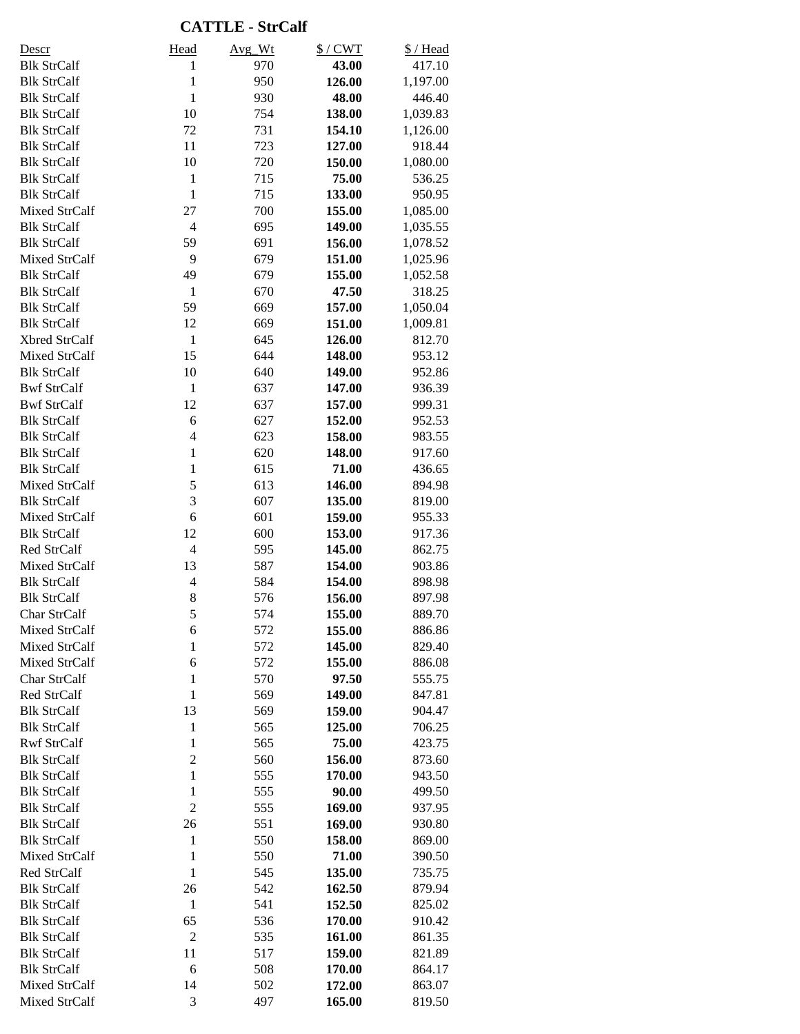## CATTLE - StrCalf

| Descr | Head | Avg_Wt | $ / CWT | $ / Head |
|---|---|---|---|---|
| Blk StrCalf | 1 | 970 | **43.00** | 417.10 |
| Blk StrCalf | 1 | 950 | **126.00** | 1,197.00 |
| Blk StrCalf | 1 | 930 | **48.00** | 446.40 |
| Blk StrCalf | 10 | 754 | **138.00** | 1,039.83 |
| Blk StrCalf | 72 | 731 | **154.10** | 1,126.00 |
| Blk StrCalf | 11 | 723 | **127.00** | 918.44 |
| Blk StrCalf | 10 | 720 | **150.00** | 1,080.00 |
| Blk StrCalf | 1 | 715 | **75.00** | 536.25 |
| Blk StrCalf | 1 | 715 | **133.00** | 950.95 |
| Mixed StrCalf | 27 | 700 | **155.00** | 1,085.00 |
| Blk StrCalf | 4 | 695 | **149.00** | 1,035.55 |
| Blk StrCalf | 59 | 691 | **156.00** | 1,078.52 |
| Mixed StrCalf | 9 | 679 | **151.00** | 1,025.96 |
| Blk StrCalf | 49 | 679 | **155.00** | 1,052.58 |
| Blk StrCalf | 1 | 670 | **47.50** | 318.25 |
| Blk StrCalf | 59 | 669 | **157.00** | 1,050.04 |
| Blk StrCalf | 12 | 669 | **151.00** | 1,009.81 |
| Xbred StrCalf | 1 | 645 | **126.00** | 812.70 |
| Mixed StrCalf | 15 | 644 | **148.00** | 953.12 |
| Blk StrCalf | 10 | 640 | **149.00** | 952.86 |
| Bwf StrCalf | 1 | 637 | **147.00** | 936.39 |
| Bwf StrCalf | 12 | 637 | **157.00** | 999.31 |
| Blk StrCalf | 6 | 627 | **152.00** | 952.53 |
| Blk StrCalf | 4 | 623 | **158.00** | 983.55 |
| Blk StrCalf | 1 | 620 | **148.00** | 917.60 |
| Blk StrCalf | 1 | 615 | **71.00** | 436.65 |
| Mixed StrCalf | 5 | 613 | **146.00** | 894.98 |
| Blk StrCalf | 3 | 607 | **135.00** | 819.00 |
| Mixed StrCalf | 6 | 601 | **159.00** | 955.33 |
| Blk StrCalf | 12 | 600 | **153.00** | 917.36 |
| Red StrCalf | 4 | 595 | **145.00** | 862.75 |
| Mixed StrCalf | 13 | 587 | **154.00** | 903.86 |
| Blk StrCalf | 4 | 584 | **154.00** | 898.98 |
| Blk StrCalf | 8 | 576 | **156.00** | 897.98 |
| Char StrCalf | 5 | 574 | **155.00** | 889.70 |
| Mixed StrCalf | 6 | 572 | **155.00** | 886.86 |
| Mixed StrCalf | 1 | 572 | **145.00** | 829.40 |
| Mixed StrCalf | 6 | 572 | **155.00** | 886.08 |
| Char StrCalf | 1 | 570 | **97.50** | 555.75 |
| Red StrCalf | 1 | 569 | **149.00** | 847.81 |
| Blk StrCalf | 13 | 569 | **159.00** | 904.47 |
| Blk StrCalf | 1 | 565 | **125.00** | 706.25 |
| Rwf StrCalf | 1 | 565 | **75.00** | 423.75 |
| Blk StrCalf | 2 | 560 | **156.00** | 873.60 |
| Blk StrCalf | 1 | 555 | **170.00** | 943.50 |
| Blk StrCalf | 1 | 555 | **90.00** | 499.50 |
| Blk StrCalf | 2 | 555 | **169.00** | 937.95 |
| Blk StrCalf | 26 | 551 | **169.00** | 930.80 |
| Blk StrCalf | 1 | 550 | **158.00** | 869.00 |
| Mixed StrCalf | 1 | 550 | **71.00** | 390.50 |
| Red StrCalf | 1 | 545 | **135.00** | 735.75 |
| Blk StrCalf | 26 | 542 | **162.50** | 879.94 |
| Blk StrCalf | 1 | 541 | **152.50** | 825.02 |
| Blk StrCalf | 65 | 536 | **170.00** | 910.42 |
| Blk StrCalf | 2 | 535 | **161.00** | 861.35 |
| Blk StrCalf | 11 | 517 | **159.00** | 821.89 |
| Blk StrCalf | 6 | 508 | **170.00** | 864.17 |
| Mixed StrCalf | 14 | 502 | **172.00** | 863.07 |
| Mixed StrCalf | 3 | 497 | **165.00** | 819.50 |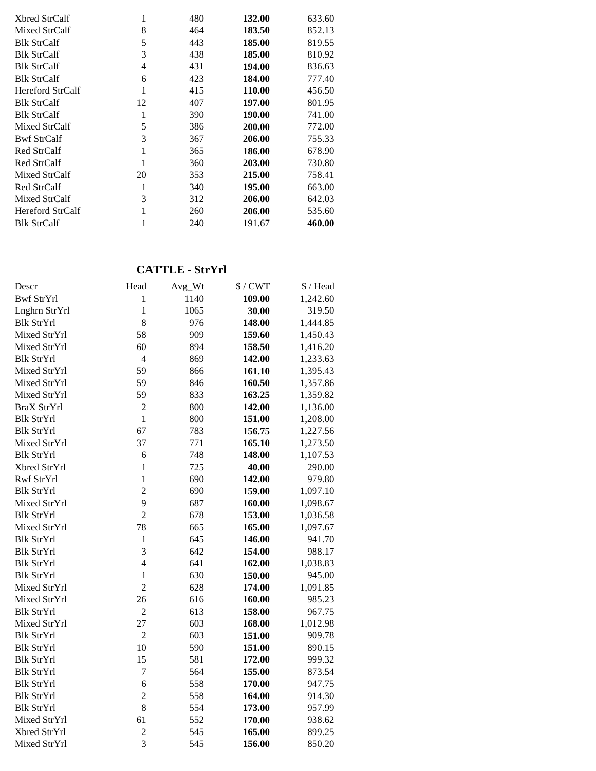| | | | | |
|---|---|---|---|---|
| Xbred StrCalf | 1 | 480 | **132.00** | 633.60 |
| Mixed StrCalf | 8 | 464 | **183.50** | 852.13 |
| Blk StrCalf | 5 | 443 | **185.00** | 819.55 |
| Blk StrCalf | 3 | 438 | **185.00** | 810.92 |
| Blk StrCalf | 4 | 431 | **194.00** | 836.63 |
| Blk StrCalf | 6 | 423 | **184.00** | 777.40 |
| Hereford StrCalf | 1 | 415 | **110.00** | 456.50 |
| Blk StrCalf | 12 | 407 | **197.00** | 801.95 |
| Blk StrCalf | 1 | 390 | **190.00** | 741.00 |
| Mixed StrCalf | 5 | 386 | **200.00** | 772.00 |
| Bwf StrCalf | 3 | 367 | **206.00** | 755.33 |
| Red StrCalf | 1 | 365 | **186.00** | 678.90 |
| Red StrCalf | 1 | 360 | **203.00** | 730.80 |
| Mixed StrCalf | 20 | 353 | **215.00** | 758.41 |
| Red StrCalf | 1 | 340 | **195.00** | 663.00 |
| Mixed StrCalf | 3 | 312 | **206.00** | 642.03 |
| Hereford StrCalf | 1 | 260 | **206.00** | 535.60 |
| Blk StrCalf | 1 | 240 | 191.67 | **460.00** |

## CATTLE - StrYrl

| Descr | Head | Avg_Wt | $ / CWT | $ / Head |
|---|---|---|---|---|
| Bwf StrYrl | 1 | 1140 | **109.00** | 1,242.60 |
| Lnghrn StrYrl | 1 | 1065 | **30.00** | 319.50 |
| Blk StrYrl | 8 | 976 | **148.00** | 1,444.85 |
| Mixed StrYrl | 58 | 909 | **159.60** | 1,450.43 |
| Mixed StrYrl | 60 | 894 | **158.50** | 1,416.20 |
| Blk StrYrl | 4 | 869 | **142.00** | 1,233.63 |
| Mixed StrYrl | 59 | 866 | **161.10** | 1,395.43 |
| Mixed StrYrl | 59 | 846 | **160.50** | 1,357.86 |
| Mixed StrYrl | 59 | 833 | **163.25** | 1,359.82 |
| BraX StrYrl | 2 | 800 | **142.00** | 1,136.00 |
| Blk StrYrl | 1 | 800 | **151.00** | 1,208.00 |
| Blk StrYrl | 67 | 783 | **156.75** | 1,227.56 |
| Mixed StrYrl | 37 | 771 | **165.10** | 1,273.50 |
| Blk StrYrl | 6 | 748 | **148.00** | 1,107.53 |
| Xbred StrYrl | 1 | 725 | **40.00** | 290.00 |
| Rwf StrYrl | 1 | 690 | **142.00** | 979.80 |
| Blk StrYrl | 2 | 690 | **159.00** | 1,097.10 |
| Mixed StrYrl | 9 | 687 | **160.00** | 1,098.67 |
| Blk StrYrl | 2 | 678 | **153.00** | 1,036.58 |
| Mixed StrYrl | 78 | 665 | **165.00** | 1,097.67 |
| Blk StrYrl | 1 | 645 | **146.00** | 941.70 |
| Blk StrYrl | 3 | 642 | **154.00** | 988.17 |
| Blk StrYrl | 4 | 641 | **162.00** | 1,038.83 |
| Blk StrYrl | 1 | 630 | **150.00** | 945.00 |
| Mixed StrYrl | 2 | 628 | **174.00** | 1,091.85 |
| Mixed StrYrl | 26 | 616 | **160.00** | 985.23 |
| Blk StrYrl | 2 | 613 | **158.00** | 967.75 |
| Mixed StrYrl | 27 | 603 | **168.00** | 1,012.98 |
| Blk StrYrl | 2 | 603 | **151.00** | 909.78 |
| Blk StrYrl | 10 | 590 | **151.00** | 890.15 |
| Blk StrYrl | 15 | 581 | **172.00** | 999.32 |
| Blk StrYrl | 7 | 564 | **155.00** | 873.54 |
| Blk StrYrl | 6 | 558 | **170.00** | 947.75 |
| Blk StrYrl | 2 | 558 | **164.00** | 914.30 |
| Blk StrYrl | 8 | 554 | **173.00** | 957.99 |
| Mixed StrYrl | 61 | 552 | **170.00** | 938.62 |
| Xbred StrYrl | 2 | 545 | **165.00** | 899.25 |
| Mixed StrYrl | 3 | 545 | **156.00** | 850.20 |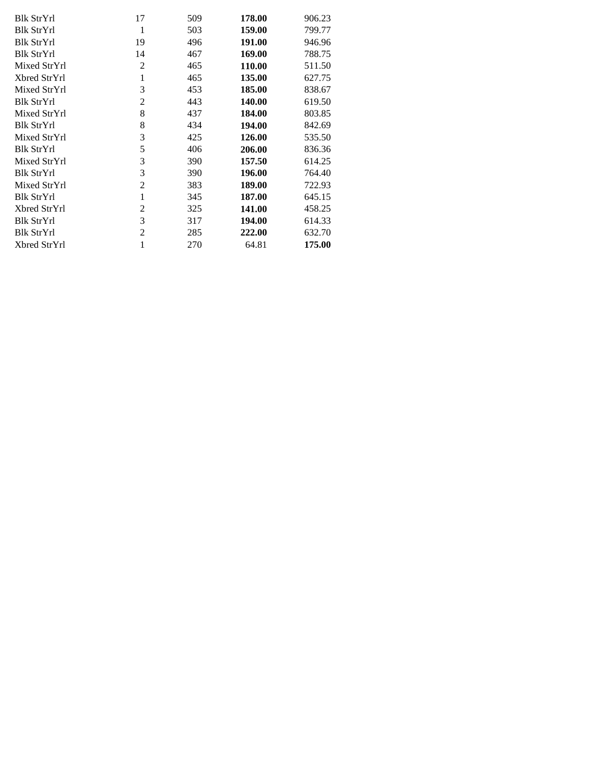| | | | | |
|---|---|---|---|---|
| Blk StrYrl | 17 | 509 | **178.00** | 906.23 |
| Blk StrYrl | 1 | 503 | **159.00** | 799.77 |
| Blk StrYrl | 19 | 496 | **191.00** | 946.96 |
| Blk StrYrl | 14 | 467 | **169.00** | 788.75 |
| Mixed StrYrl | 2 | 465 | **110.00** | 511.50 |
| Xbred StrYrl | 1 | 465 | **135.00** | 627.75 |
| Mixed StrYrl | 3 | 453 | **185.00** | 838.67 |
| Blk StrYrl | 2 | 443 | **140.00** | 619.50 |
| Mixed StrYrl | 8 | 437 | **184.00** | 803.85 |
| Blk StrYrl | 8 | 434 | **194.00** | 842.69 |
| Mixed StrYrl | 3 | 425 | **126.00** | 535.50 |
| Blk StrYrl | 5 | 406 | **206.00** | 836.36 |
| Mixed StrYrl | 3 | 390 | **157.50** | 614.25 |
| Blk StrYrl | 3 | 390 | **196.00** | 764.40 |
| Mixed StrYrl | 2 | 383 | **189.00** | 722.93 |
| Blk StrYrl | 1 | 345 | **187.00** | 645.15 |
| Xbred StrYrl | 2 | 325 | **141.00** | 458.25 |
| Blk StrYrl | 3 | 317 | **194.00** | 614.33 |
| Blk StrYrl | 2 | 285 | **222.00** | 632.70 |
| Xbred StrYrl | 1 | 270 | 64.81 | **175.00** |